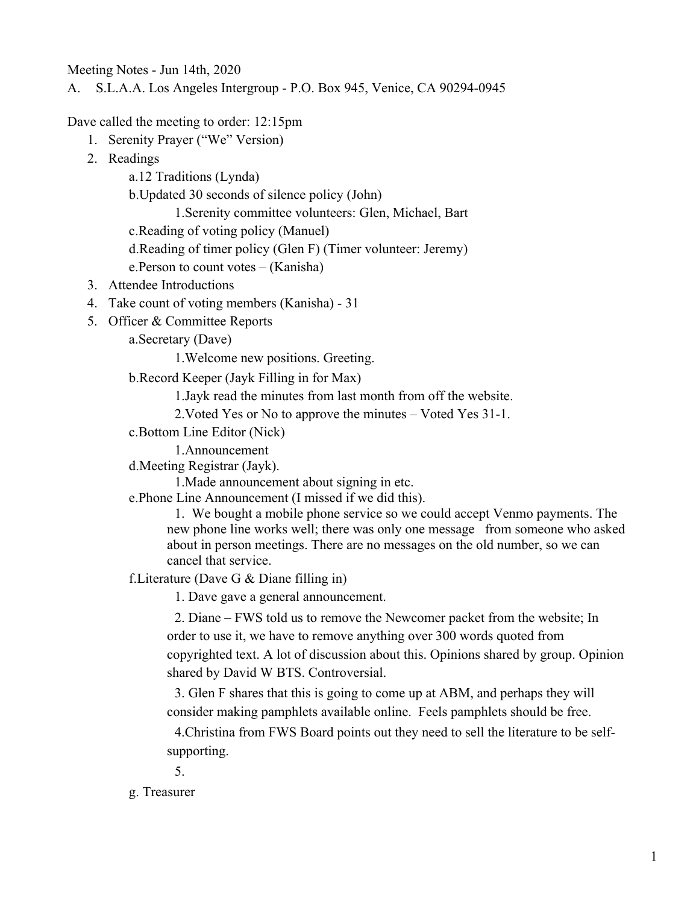Meeting Notes - Jun 14th, 2020

A. S.L.A.A. Los Angeles Intergroup - P.O. Box 945, Venice, CA 90294-0945

Dave called the meeting to order: 12:15pm

1. Serenity Prayer ("We" Version)
2. Readings
    - a. 12 Traditions (Lynda)
    - b. Updated 30 seconds of silence policy (John)
        1. Serenity committee volunteers: Glen, Michael, Bart
    - c. Reading of voting policy (Manuel)
    - d. Reading of timer policy (Glen F) (Timer volunteer: Jeremy)
    - e. Person to count votes – (Kanisha)
3. Attendee Introductions
4. Take count of voting members (Kanisha) - 31
5. Officer & Committee Reports
    - a. Secretary (Dave)
        1. Welcome new positions. Greeting.
    - b. Record Keeper (Jayk Filling in for Max)
        1. Jayk read the minutes from last month from off the website.
        2. Voted Yes or No to approve the minutes – Voted Yes 31-1.
    - c. Bottom Line Editor (Nick)
        1. Announcement
    - d. Meeting Registrar (Jayk).
        1. Made announcement about signing in etc.
    - e. Phone Line Announcement (I missed if we did this).
        1. We bought a mobile phone service so we could accept Venmo payments. The new phone line works well; there was only one message from someone who asked about in person meetings. There are no messages on the old number, so we can cancel that service.
    - f. Literature (Dave G & Diane filling in)
        1. Dave gave a general announcement.
        2. Diane – FWS told us to remove the Newcomer packet from the website; In order to use it, we have to remove anything over 300 words quoted from copyrighted text. A lot of discussion about this. Opinions shared by group. Opinion shared by David W BTS. Controversial.
        3. Glen F shares that this is going to come up at ABM, and perhaps they will consider making pamphlets available online. Feels pamphlets should be free.
        4. Christina from FWS Board points out they need to sell the literature to be self-supporting.
        5.
    - g. Treasurer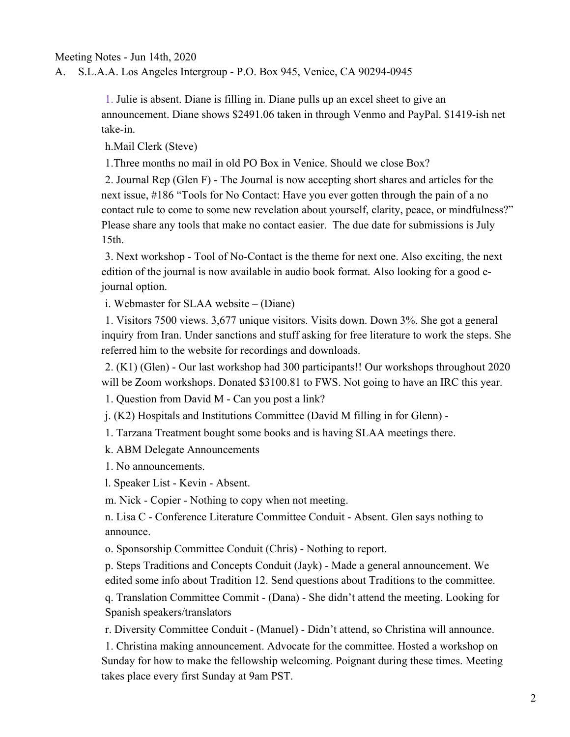Meeting Notes - Jun 14th, 2020

A. S.L.A.A. Los Angeles Intergroup - P.O. Box 945, Venice, CA 90294-0945

1. Julie is absent. Diane is filling in. Diane pulls up an excel sheet to give an announcement. Diane shows $2491.06 taken in through Venmo and PayPal. $1419-ish net take-in.

h. Mail Clerk (Steve)

1. Three months no mail in old PO Box in Venice. Should we close Box?

2. Journal Rep (Glen F) - The Journal is now accepting short shares and articles for the next issue, #186 "Tools for No Contact: Have you ever gotten through the pain of a no contact rule to come to some new revelation about yourself, clarity, peace, or mindfulness?" Please share any tools that make no contact easier. The due date for submissions is July 15th.

3. Next workshop - Tool of No-Contact is the theme for next one. Also exciting, the next edition of the journal is now available in audio book format. Also looking for a good e-journal option.

i. Webmaster for SLAA website – (Diane)

1. Visitors 7500 views. 3,677 unique visitors. Visits down. Down 3%. She got a general inquiry from Iran. Under sanctions and stuff asking for free literature to work the steps. She referred him to the website for recordings and downloads.

2. (K1) (Glen) - Our last workshop had 300 participants!! Our workshops throughout 2020 will be Zoom workshops. Donated $3100.81 to FWS. Not going to have an IRC this year.

1. Question from David M - Can you post a link?

j. (K2) Hospitals and Institutions Committee (David M filling in for Glenn) -

1. Tarzana Treatment bought some books and is having SLAA meetings there.

k. ABM Delegate Announcements

1. No announcements.

l. Speaker List - Kevin - Absent.

m. Nick - Copier - Nothing to copy when not meeting.

n. Lisa C - Conference Literature Committee Conduit - Absent. Glen says nothing to announce.

o. Sponsorship Committee Conduit (Chris) - Nothing to report.

p. Steps Traditions and Concepts Conduit (Jayk) - Made a general announcement. We edited some info about Tradition 12. Send questions about Traditions to the committee.

q. Translation Committee Commit - (Dana) - She didn't attend the meeting. Looking for Spanish speakers/translators

r. Diversity Committee Conduit - (Manuel) - Didn't attend, so Christina will announce.

1. Christina making announcement. Advocate for the committee. Hosted a workshop on Sunday for how to make the fellowship welcoming. Poignant during these times. Meeting takes place every first Sunday at 9am PST.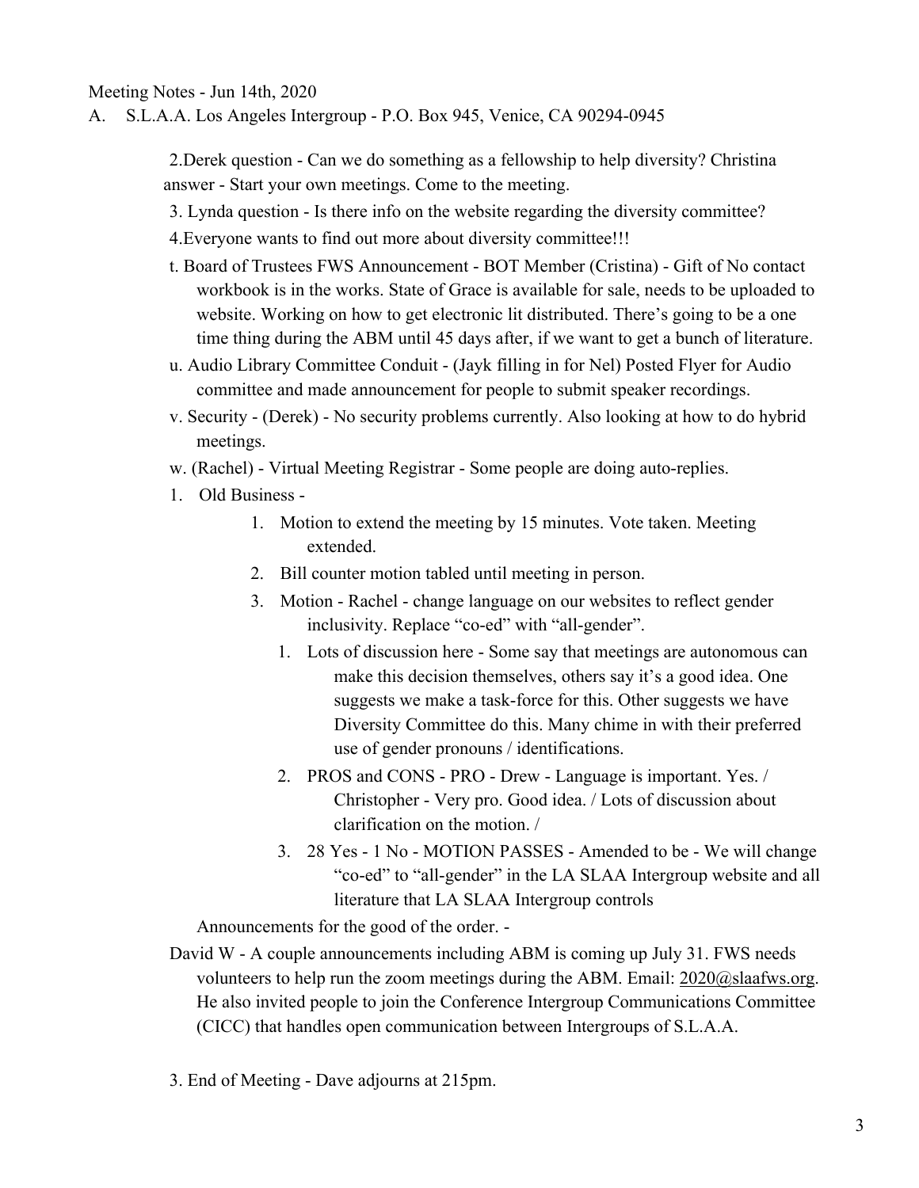Meeting Notes - Jun 14th, 2020

A. S.L.A.A. Los Angeles Intergroup - P.O. Box 945, Venice, CA 90294-0945

2. Derek question - Can we do something as a fellowship to help diversity? Christina answer - Start your own meetings. Come to the meeting.
3. Lynda question - Is there info on the website regarding the diversity committee?
4. Everyone wants to find out more about diversity committee!!!

t. Board of Trustees FWS Announcement - BOT Member (Cristina) - Gift of No contact workbook is in the works. State of Grace is available for sale, needs to be uploaded to website. Working on how to get electronic lit distributed. There's going to be a one time thing during the ABM until 45 days after, if we want to get a bunch of literature.

u. Audio Library Committee Conduit - (Jayk filling in for Nel) Posted Flyer for Audio committee and made announcement for people to submit speaker recordings.

v. Security - (Derek) - No security problems currently. Also looking at how to do hybrid meetings.

w. (Rachel) - Virtual Meeting Registrar - Some people are doing auto-replies.

1. Old Business -
    1. Motion to extend the meeting by 15 minutes. Vote taken. Meeting extended.
    2. Bill counter motion tabled until meeting in person.
    3. Motion - Rachel - change language on our websites to reflect gender inclusivity. Replace "co-ed" with "all-gender".
        1. Lots of discussion here - Some say that meetings are autonomous can make this decision themselves, others say it's a good idea. One suggests we make a task-force for this. Other suggests we have Diversity Committee do this. Many chime in with their preferred use of gender pronouns / identifications.
        2. PROS and CONS - PRO - Drew - Language is important. Yes. / Christopher - Very pro. Good idea. / Lots of discussion about clarification on the motion. /
        3. 28 Yes - 1 No - MOTION PASSES - Amended to be - We will change "co-ed" to "all-gender" in the LA SLAA Intergroup website and all literature that LA SLAA Intergroup controls

Announcements for the good of the order. -

David W - A couple announcements including ABM is coming up July 31. FWS needs volunteers to help run the zoom meetings during the ABM. Email: 2020@slaafws.org. He also invited people to join the Conference Intergroup Communications Committee (CICC) that handles open communication between Intergroups of S.L.A.A.

3. End of Meeting - Dave adjourns at 215pm.